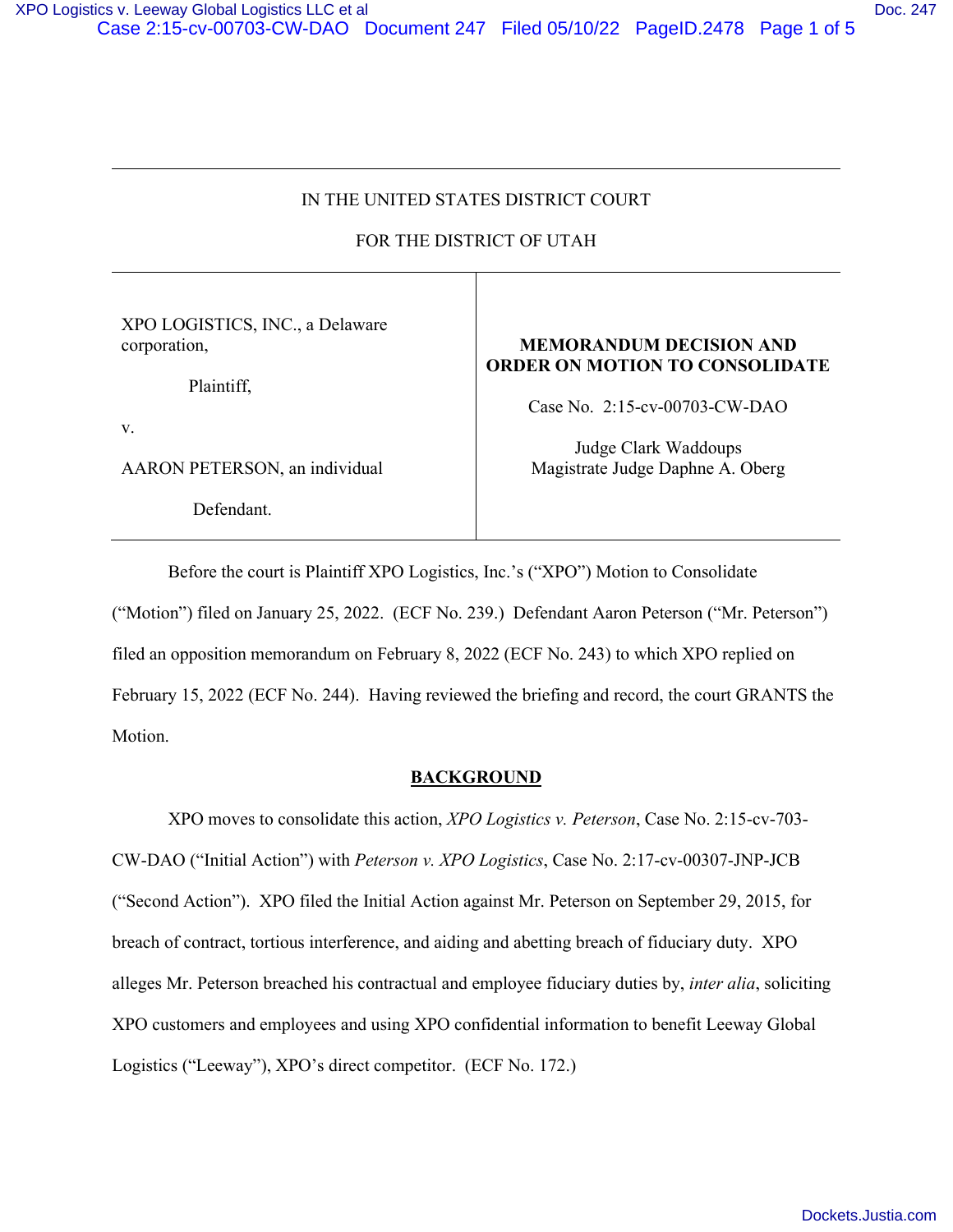IN THE UNITED STATES DISTRICT COURT

FOR THE DISTRICT OF UTAH

| | |
|---|---|
| XPO LOGISTICS, INC., a Delaware corporation,<br><br>Plaintiff,<br><br>v.<br><br>AARON PETERSON, an individual<br><br>Defendant. | **MEMORANDUM DECISION AND ORDER ON MOTION TO CONSOLIDATE**<br><br>Case No. 2:15-cv-00703-CW-DAO<br><br>Judge Clark Waddoups<br>Magistrate Judge Daphne A. Oberg |

Before the court is Plaintiff XPO Logistics, Inc.'s ("XPO") Motion to Consolidate ("Motion") filed on January 25, 2022. (ECF No. 239.) Defendant Aaron Peterson ("Mr. Peterson") filed an opposition memorandum on February 8, 2022 (ECF No. 243) to which XPO replied on February 15, 2022 (ECF No. 244). Having reviewed the briefing and record, the court GRANTS the Motion.

**BACKGROUND**

XPO moves to consolidate this action, *XPO Logistics v. Peterson*, Case No. 2:15-cv-703-CW-DAO ("Initial Action") with *Peterson v. XPO Logistics*, Case No. 2:17-cv-00307-JNP-JCB ("Second Action"). XPO filed the Initial Action against Mr. Peterson on September 29, 2015, for breach of contract, tortious interference, and aiding and abetting breach of fiduciary duty. XPO alleges Mr. Peterson breached his contractual and employee fiduciary duties by, *inter alia*, soliciting XPO customers and employees and using XPO confidential information to benefit Leeway Global Logistics ("Leeway"), XPO's direct competitor. (ECF No. 172.)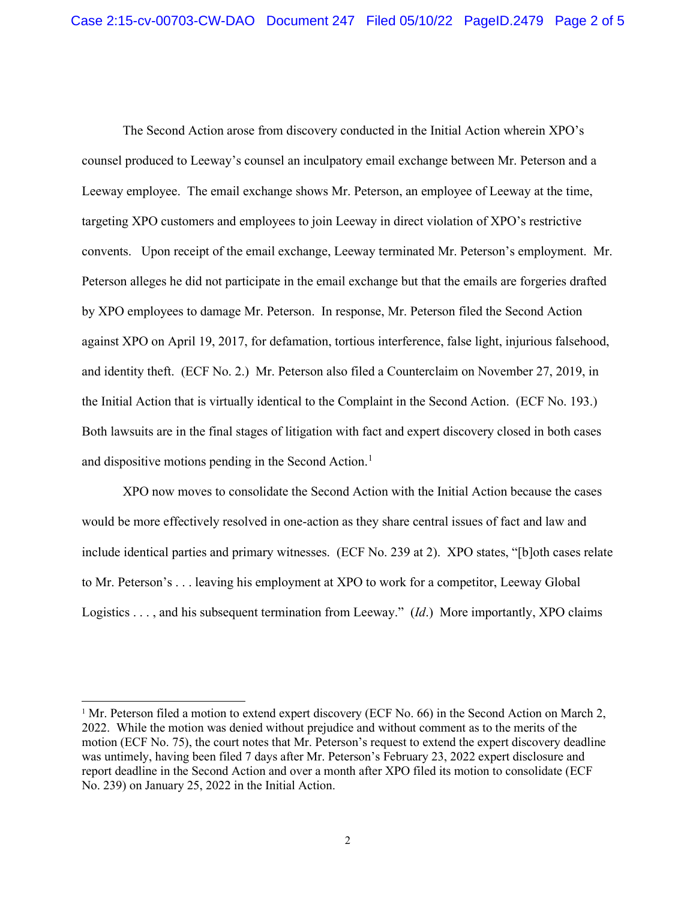The Second Action arose from discovery conducted in the Initial Action wherein XPO's counsel produced to Leeway's counsel an inculpatory email exchange between Mr. Peterson and a Leeway employee. The email exchange shows Mr. Peterson, an employee of Leeway at the time, targeting XPO customers and employees to join Leeway in direct violation of XPO's restrictive convents. Upon receipt of the email exchange, Leeway terminated Mr. Peterson's employment. Mr. Peterson alleges he did not participate in the email exchange but that the emails are forgeries drafted by XPO employees to damage Mr. Peterson. In response, Mr. Peterson filed the Second Action against XPO on April 19, 2017, for defamation, tortious interference, false light, injurious falsehood, and identity theft. (ECF No. 2.) Mr. Peterson also filed a Counterclaim on November 27, 2019, in the Initial Action that is virtually identical to the Complaint in the Second Action. (ECF No. 193.) Both lawsuits are in the final stages of litigation with fact and expert discovery closed in both cases and dispositive motions pending in the Second Action.[1]

XPO now moves to consolidate the Second Action with the Initial Action because the cases would be more effectively resolved in one-action as they share central issues of fact and law and include identical parties and primary witnesses. (ECF No. 239 at 2). XPO states, "[b]oth cases relate to Mr. Peterson's . . . leaving his employment at XPO to work for a competitor, Leeway Global Logistics . . . , and his subsequent termination from Leeway." (*Id*.) More importantly, XPO claims

---

[1] Mr. Peterson filed a motion to extend expert discovery (ECF No. 66) in the Second Action on March 2, 2022. While the motion was denied without prejudice and without comment as to the merits of the motion (ECF No. 75), the court notes that Mr. Peterson's request to extend the expert discovery deadline was untimely, having been filed 7 days after Mr. Peterson's February 23, 2022 expert disclosure and report deadline in the Second Action and over a month after XPO filed its motion to consolidate (ECF No. 239) on January 25, 2022 in the Initial Action.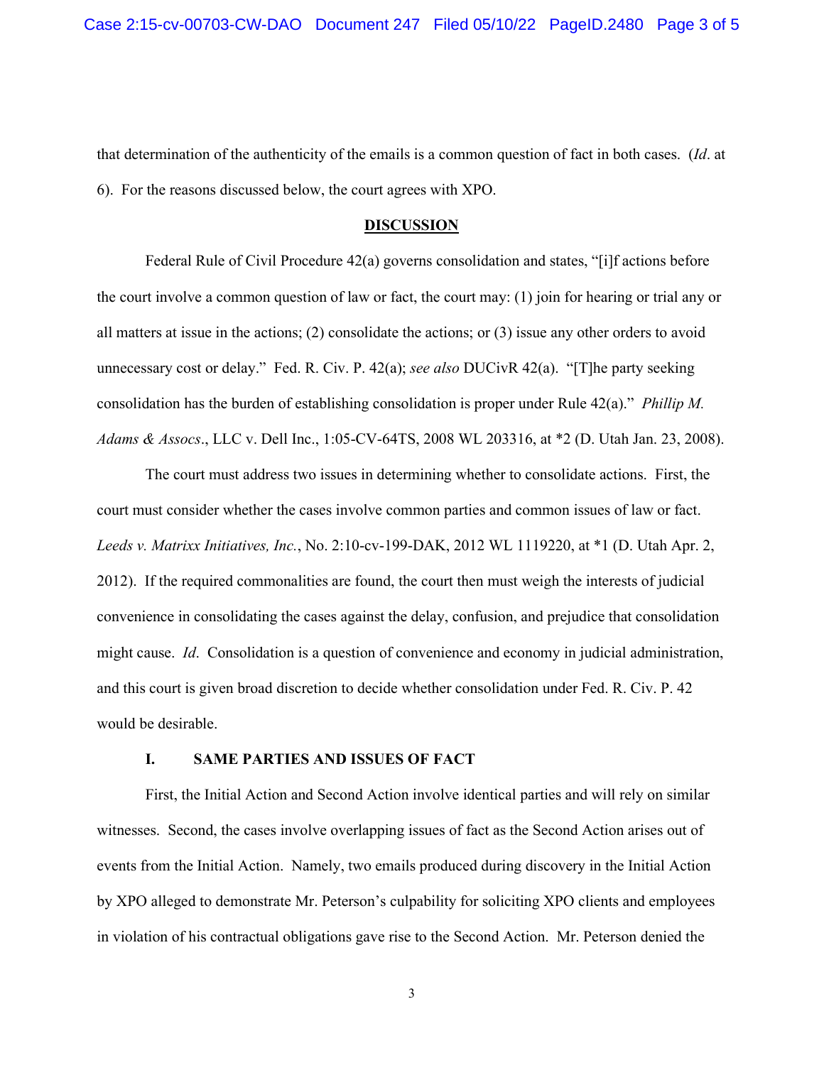that determination of the authenticity of the emails is a common question of fact in both cases. (*Id*. at 6). For the reasons discussed below, the court agrees with XPO.

## DISCUSSION

Federal Rule of Civil Procedure 42(a) governs consolidation and states, "[i]f actions before the court involve a common question of law or fact, the court may: (1) join for hearing or trial any or all matters at issue in the actions; (2) consolidate the actions; or (3) issue any other orders to avoid unnecessary cost or delay." Fed. R. Civ. P. 42(a); *see also* DUCivR 42(a). "[T]he party seeking consolidation has the burden of establishing consolidation is proper under Rule 42(a)." *Phillip M. Adams & Assocs*., LLC v. Dell Inc., 1:05-CV-64TS, 2008 WL 203316, at *2 (D. Utah Jan. 23, 2008).

The court must address two issues in determining whether to consolidate actions. First, the court must consider whether the cases involve common parties and common issues of law or fact. *Leeds v. Matrixx Initiatives, Inc.*, No. 2:10-cv-199-DAK, 2012 WL 1119220, at *1 (D. Utah Apr. 2, 2012). If the required commonalities are found, the court then must weigh the interests of judicial convenience in consolidating the cases against the delay, confusion, and prejudice that consolidation might cause. *Id*. Consolidation is a question of convenience and economy in judicial administration, and this court is given broad discretion to decide whether consolidation under Fed. R. Civ. P. 42 would be desirable.

### I. SAME PARTIES AND ISSUES OF FACT

First, the Initial Action and Second Action involve identical parties and will rely on similar witnesses. Second, the cases involve overlapping issues of fact as the Second Action arises out of events from the Initial Action. Namely, two emails produced during discovery in the Initial Action by XPO alleged to demonstrate Mr. Peterson's culpability for soliciting XPO clients and employees in violation of his contractual obligations gave rise to the Second Action. Mr. Peterson denied the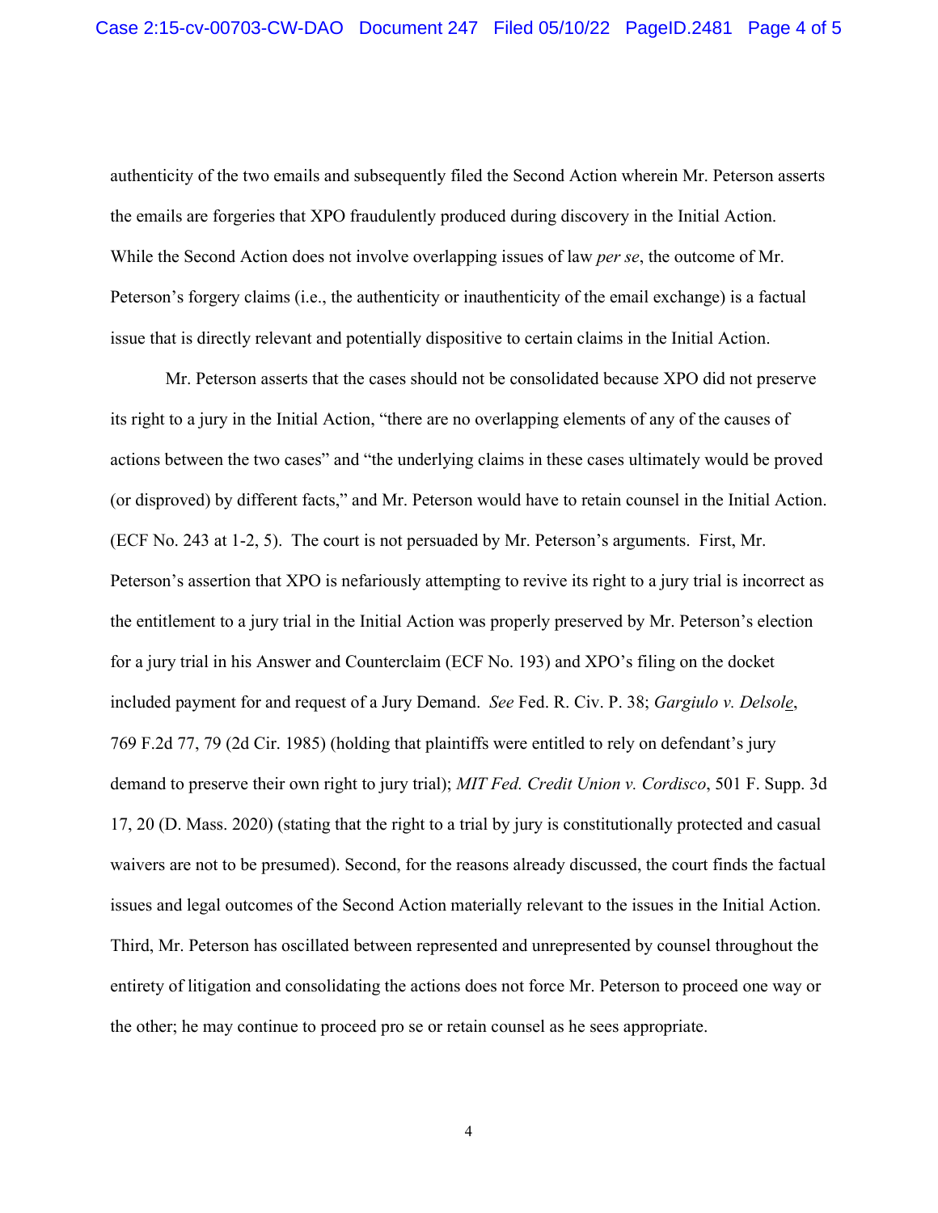authenticity of the two emails and subsequently filed the Second Action wherein Mr. Peterson asserts the emails are forgeries that XPO fraudulently produced during discovery in the Initial Action. While the Second Action does not involve overlapping issues of law *per se*, the outcome of Mr. Peterson's forgery claims (i.e., the authenticity or inauthenticity of the email exchange) is a factual issue that is directly relevant and potentially dispositive to certain claims in the Initial Action.

Mr. Peterson asserts that the cases should not be consolidated because XPO did not preserve its right to a jury in the Initial Action, "there are no overlapping elements of any of the causes of actions between the two cases" and "the underlying claims in these cases ultimately would be proved (or disproved) by different facts," and Mr. Peterson would have to retain counsel in the Initial Action. (ECF No. 243 at 1-2, 5). The court is not persuaded by Mr. Peterson's arguments. First, Mr. Peterson's assertion that XPO is nefariously attempting to revive its right to a jury trial is incorrect as the entitlement to a jury trial in the Initial Action was properly preserved by Mr. Peterson's election for a jury trial in his Answer and Counterclaim (ECF No. 193) and XPO's filing on the docket included payment for and request of a Jury Demand. *See* Fed. R. Civ. P. 38; *Gargiulo v. Delsole*, 769 F.2d 77, 79 (2d Cir. 1985) (holding that plaintiffs were entitled to rely on defendant's jury demand to preserve their own right to jury trial); *MIT Fed. Credit Union v. Cordisco*, 501 F. Supp. 3d 17, 20 (D. Mass. 2020) (stating that the right to a trial by jury is constitutionally protected and casual waivers are not to be presumed). Second, for the reasons already discussed, the court finds the factual issues and legal outcomes of the Second Action materially relevant to the issues in the Initial Action. Third, Mr. Peterson has oscillated between represented and unrepresented by counsel throughout the entirety of litigation and consolidating the actions does not force Mr. Peterson to proceed one way or the other; he may continue to proceed pro se or retain counsel as he sees appropriate.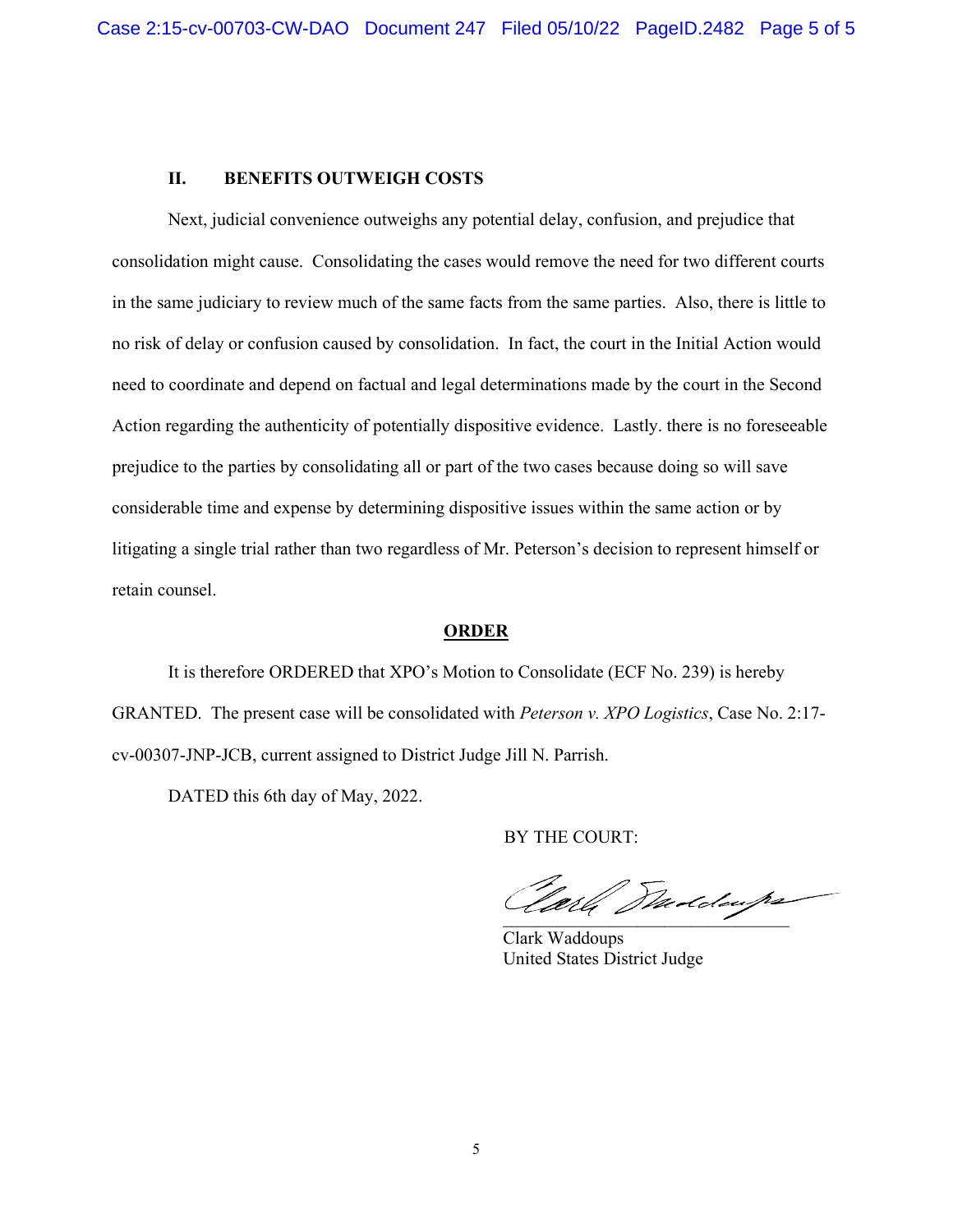## II. BENEFITS OUTWEIGH COSTS

Next, judicial convenience outweighs any potential delay, confusion, and prejudice that consolidation might cause. Consolidating the cases would remove the need for two different courts in the same judiciary to review much of the same facts from the same parties. Also, there is little to no risk of delay or confusion caused by consolidation. In fact, the court in the Initial Action would need to coordinate and depend on factual and legal determinations made by the court in the Second Action regarding the authenticity of potentially dispositive evidence. Lastly. there is no foreseeable prejudice to the parties by consolidating all or part of the two cases because doing so will save considerable time and expense by determining dispositive issues within the same action or by litigating a single trial rather than two regardless of Mr. Peterson's decision to represent himself or retain counsel.

**ORDER**

It is therefore ORDERED that XPO's Motion to Consolidate (ECF No. 239) is hereby GRANTED. The present case will be consolidated with *Peterson v. XPO Logistics*, Case No. 2:17-cv-00307-JNP-JCB, current assigned to District Judge Jill N. Parrish.

DATED this 6th day of May, 2022.

BY THE COURT:

Clark Waddoups
United States District Judge